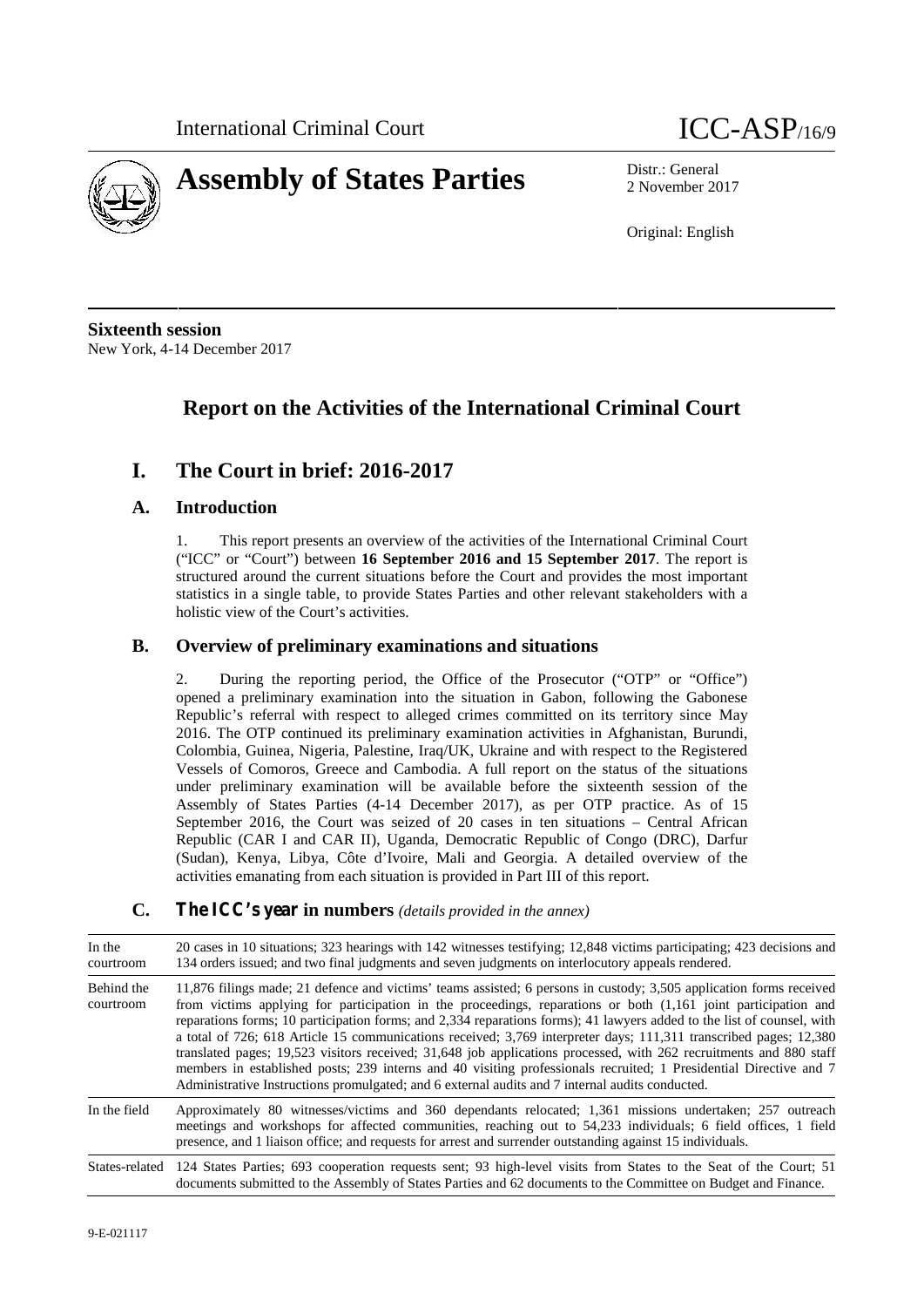International Criminal Court

# Assembly of States Parties

ICC-ASP/16/9

Distr.: General
2 November 2017

Original: English

**Sixteenth session**
New York, 4-14 December 2017

## Report on the Activities of the International Criminal Court

## I. The Court in brief: 2016-2017

### A. Introduction

1. This report presents an overview of the activities of the International Criminal Court ("ICC" or "Court") between **16 September 2016 and 15 September 2017**. The report is structured around the current situations before the Court and provides the most important statistics in a single table, to provide States Parties and other relevant stakeholders with a holistic view of the Court's activities.

### B. Overview of preliminary examinations and situations

2. During the reporting period, the Office of the Prosecutor ("OTP" or "Office") opened a preliminary examination into the situation in Gabon, following the Gabonese Republic's referral with respect to alleged crimes committed on its territory since May 2016. The OTP continued its preliminary examination activities in Afghanistan, Burundi, Colombia, Guinea, Nigeria, Palestine, Iraq/UK, Ukraine and with respect to the Registered Vessels of Comoros, Greece and Cambodia. A full report on the status of the situations under preliminary examination will be available before the sixteenth session of the Assembly of States Parties (4-14 December 2017), as per OTP practice. As of 15 September 2016, the Court was seized of 20 cases in ten situations – Central African Republic (CAR I and CAR II), Uganda, Democratic Republic of Congo (DRC), Darfur (Sudan), Kenya, Libya, Côte d'Ivoire, Mali and Georgia. A detailed overview of the activities emanating from each situation is provided in Part III of this report.

### C. The ICC's year in numbers *(details provided in the annex)*

| | |
|---|---|
| In the courtroom | 20 cases in 10 situations; 323 hearings with 142 witnesses testifying; 12,848 victims participating; 423 decisions and 134 orders issued; and two final judgments and seven judgments on interlocutory appeals rendered. |
| Behind the courtroom | 11,876 filings made; 21 defence and victims' teams assisted; 6 persons in custody; 3,505 application forms received from victims applying for participation in the proceedings, reparations or both (1,161 joint participation and reparations forms; 10 participation forms; and 2,334 reparations forms); 41 lawyers added to the list of counsel, with a total of 726; 618 Article 15 communications received; 3,769 interpreter days; 111,311 transcribed pages; 12,380 translated pages; 19,523 visitors received; 31,648 job applications processed, with 262 recruitments and 880 staff members in established posts; 239 interns and 40 visiting professionals recruited; 1 Presidential Directive and 7 Administrative Instructions promulgated; and 6 external audits and 7 internal audits conducted. |
| In the field | Approximately 80 witnesses/victims and 360 dependants relocated; 1,361 missions undertaken; 257 outreach meetings and workshops for affected communities, reaching out to 54,233 individuals; 6 field offices, 1 field presence, and 1 liaison office; and requests for arrest and surrender outstanding against 15 individuals. |
| States-related | 124 States Parties; 693 cooperation requests sent; 93 high-level visits from States to the Seat of the Court; 51 documents submitted to the Assembly of States Parties and 62 documents to the Committee on Budget and Finance. |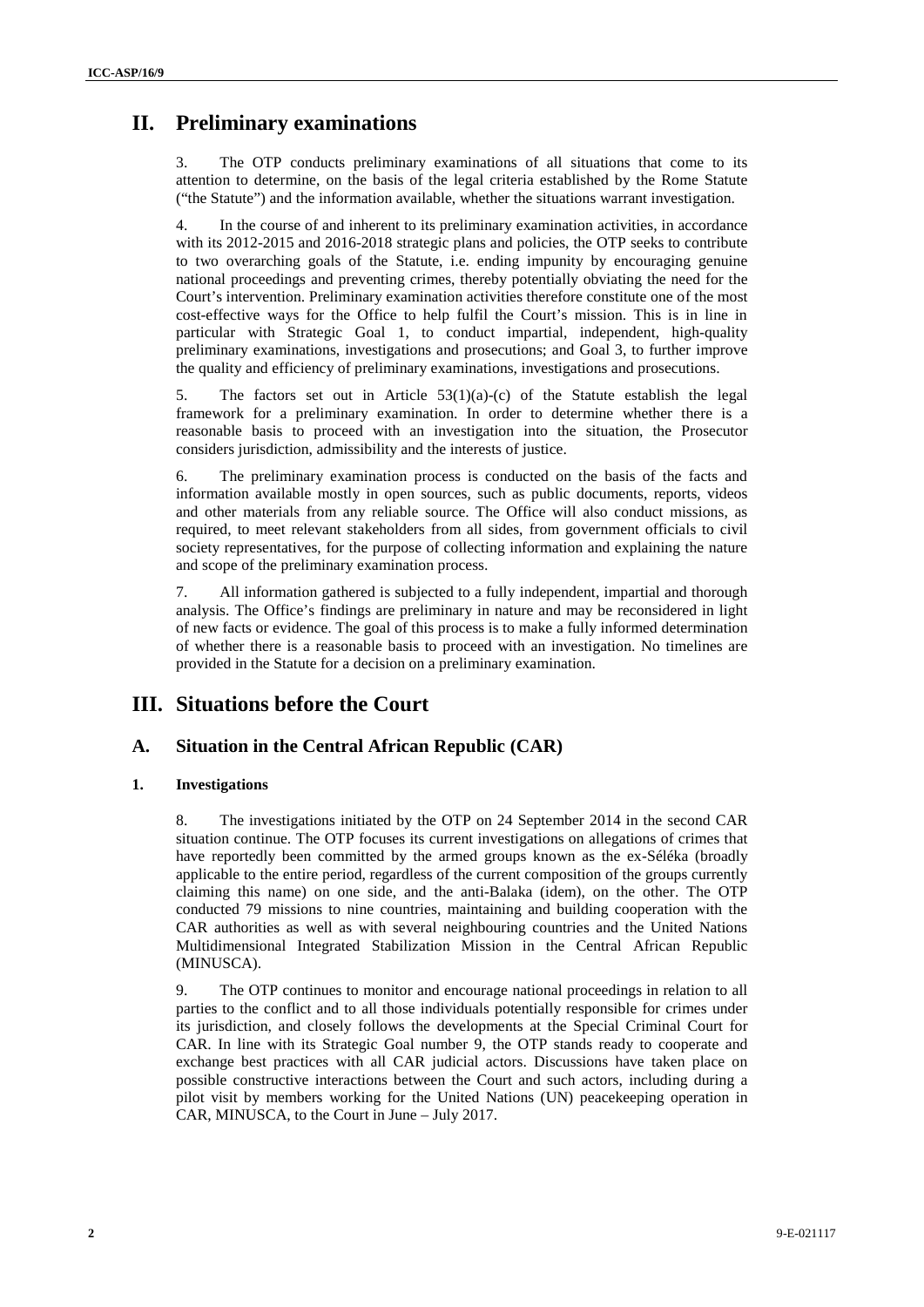# II. Preliminary examinations

3. The OTP conducts preliminary examinations of all situations that come to its attention to determine, on the basis of the legal criteria established by the Rome Statute ("the Statute") and the information available, whether the situations warrant investigation.

4. In the course of and inherent to its preliminary examination activities, in accordance with its 2012-2015 and 2016-2018 strategic plans and policies, the OTP seeks to contribute to two overarching goals of the Statute, i.e. ending impunity by encouraging genuine national proceedings and preventing crimes, thereby potentially obviating the need for the Court's intervention. Preliminary examination activities therefore constitute one of the most cost-effective ways for the Office to help fulfil the Court's mission. This is in line in particular with Strategic Goal 1, to conduct impartial, independent, high-quality preliminary examinations, investigations and prosecutions; and Goal 3, to further improve the quality and efficiency of preliminary examinations, investigations and prosecutions.

5. The factors set out in Article 53(1)(a)-(c) of the Statute establish the legal framework for a preliminary examination. In order to determine whether there is a reasonable basis to proceed with an investigation into the situation, the Prosecutor considers jurisdiction, admissibility and the interests of justice.

6. The preliminary examination process is conducted on the basis of the facts and information available mostly in open sources, such as public documents, reports, videos and other materials from any reliable source. The Office will also conduct missions, as required, to meet relevant stakeholders from all sides, from government officials to civil society representatives, for the purpose of collecting information and explaining the nature and scope of the preliminary examination process.

7. All information gathered is subjected to a fully independent, impartial and thorough analysis. The Office's findings are preliminary in nature and may be reconsidered in light of new facts or evidence. The goal of this process is to make a fully informed determination of whether there is a reasonable basis to proceed with an investigation. No timelines are provided in the Statute for a decision on a preliminary examination.

# III. Situations before the Court

## A. Situation in the Central African Republic (CAR)

### 1. Investigations

8. The investigations initiated by the OTP on 24 September 2014 in the second CAR situation continue. The OTP focuses its current investigations on allegations of crimes that have reportedly been committed by the armed groups known as the ex-Séléka (broadly applicable to the entire period, regardless of the current composition of the groups currently claiming this name) on one side, and the anti-Balaka (idem), on the other. The OTP conducted 79 missions to nine countries, maintaining and building cooperation with the CAR authorities as well as with several neighbouring countries and the United Nations Multidimensional Integrated Stabilization Mission in the Central African Republic (MINUSCA).

9. The OTP continues to monitor and encourage national proceedings in relation to all parties to the conflict and to all those individuals potentially responsible for crimes under its jurisdiction, and closely follows the developments at the Special Criminal Court for CAR. In line with its Strategic Goal number 9, the OTP stands ready to cooperate and exchange best practices with all CAR judicial actors. Discussions have taken place on possible constructive interactions between the Court and such actors, including during a pilot visit by members working for the United Nations (UN) peacekeeping operation in CAR, MINUSCA, to the Court in June – July 2017.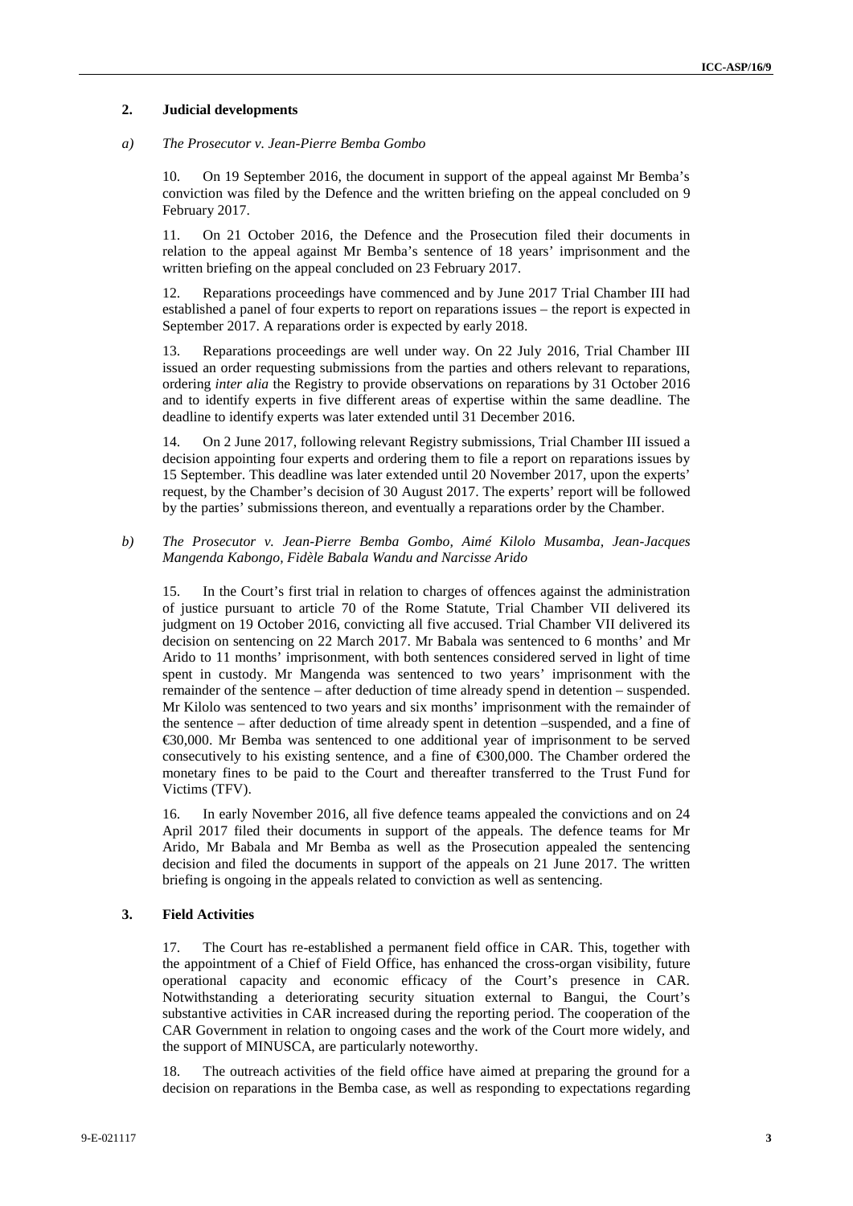## 2. Judicial developments

### *a) The Prosecutor v. Jean-Pierre Bemba Gombo*

10. On 19 September 2016, the document in support of the appeal against Mr Bemba's conviction was filed by the Defence and the written briefing on the appeal concluded on 9 February 2017.

11. On 21 October 2016, the Defence and the Prosecution filed their documents in relation to the appeal against Mr Bemba's sentence of 18 years' imprisonment and the written briefing on the appeal concluded on 23 February 2017.

12. Reparations proceedings have commenced and by June 2017 Trial Chamber III had established a panel of four experts to report on reparations issues – the report is expected in September 2017. A reparations order is expected by early 2018.

13. Reparations proceedings are well under way. On 22 July 2016, Trial Chamber III issued an order requesting submissions from the parties and others relevant to reparations, ordering *inter alia* the Registry to provide observations on reparations by 31 October 2016 and to identify experts in five different areas of expertise within the same deadline. The deadline to identify experts was later extended until 31 December 2016.

14. On 2 June 2017, following relevant Registry submissions, Trial Chamber III issued a decision appointing four experts and ordering them to file a report on reparations issues by 15 September. This deadline was later extended until 20 November 2017, upon the experts' request, by the Chamber's decision of 30 August 2017. The experts' report will be followed by the parties' submissions thereon, and eventually a reparations order by the Chamber.

### *b) The Prosecutor v. Jean-Pierre Bemba Gombo, Aimé Kilolo Musamba, Jean-Jacques Mangenda Kabongo, Fidèle Babala Wandu and Narcisse Arido*

15. In the Court's first trial in relation to charges of offences against the administration of justice pursuant to article 70 of the Rome Statute, Trial Chamber VII delivered its judgment on 19 October 2016, convicting all five accused. Trial Chamber VII delivered its decision on sentencing on 22 March 2017. Mr Babala was sentenced to 6 months' and Mr Arido to 11 months' imprisonment, with both sentences considered served in light of time spent in custody. Mr Mangenda was sentenced to two years' imprisonment with the remainder of the sentence – after deduction of time already spend in detention – suspended. Mr Kilolo was sentenced to two years and six months' imprisonment with the remainder of the sentence – after deduction of time already spent in detention –suspended, and a fine of €30,000. Mr Bemba was sentenced to one additional year of imprisonment to be served consecutively to his existing sentence, and a fine of €300,000. The Chamber ordered the monetary fines to be paid to the Court and thereafter transferred to the Trust Fund for Victims (TFV).

16. In early November 2016, all five defence teams appealed the convictions and on 24 April 2017 filed their documents in support of the appeals. The defence teams for Mr Arido, Mr Babala and Mr Bemba as well as the Prosecution appealed the sentencing decision and filed the documents in support of the appeals on 21 June 2017. The written briefing is ongoing in the appeals related to conviction as well as sentencing.

## 3. Field Activities

17. The Court has re-established a permanent field office in CAR. This, together with the appointment of a Chief of Field Office, has enhanced the cross-organ visibility, future operational capacity and economic efficacy of the Court's presence in CAR. Notwithstanding a deteriorating security situation external to Bangui, the Court's substantive activities in CAR increased during the reporting period. The cooperation of the CAR Government in relation to ongoing cases and the work of the Court more widely, and the support of MINUSCA, are particularly noteworthy.

18. The outreach activities of the field office have aimed at preparing the ground for a decision on reparations in the Bemba case, as well as responding to expectations regarding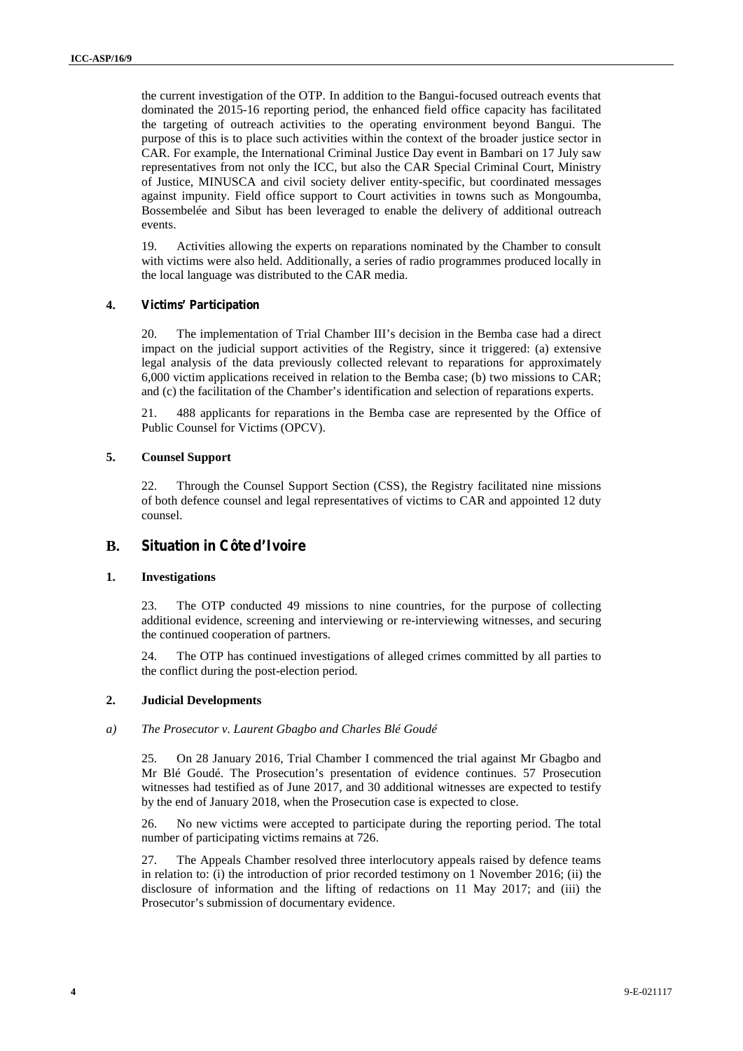the current investigation of the OTP. In addition to the Bangui-focused outreach events that dominated the 2015-16 reporting period, the enhanced field office capacity has facilitated the targeting of outreach activities to the operating environment beyond Bangui. The purpose of this is to place such activities within the context of the broader justice sector in CAR. For example, the International Criminal Justice Day event in Bambari on 17 July saw representatives from not only the ICC, but also the CAR Special Criminal Court, Ministry of Justice, MINUSCA and civil society deliver entity-specific, but coordinated messages against impunity. Field office support to Court activities in towns such as Mongoumba, Bossembelée and Sibut has been leveraged to enable the delivery of additional outreach events.

19. Activities allowing the experts on reparations nominated by the Chamber to consult with victims were also held. Additionally, a series of radio programmes produced locally in the local language was distributed to the CAR media.

#### 4. Victims' Participation

20. The implementation of Trial Chamber III's decision in the Bemba case had a direct impact on the judicial support activities of the Registry, since it triggered: (a) extensive legal analysis of the data previously collected relevant to reparations for approximately 6,000 victim applications received in relation to the Bemba case; (b) two missions to CAR; and (c) the facilitation of the Chamber's identification and selection of reparations experts.

21. 488 applicants for reparations in the Bemba case are represented by the Office of Public Counsel for Victims (OPCV).

#### 5. Counsel Support

22. Through the Counsel Support Section (CSS), the Registry facilitated nine missions of both defence counsel and legal representatives of victims to CAR and appointed 12 duty counsel.

### B. Situation in Côte d'Ivoire

#### 1. Investigations

23. The OTP conducted 49 missions to nine countries, for the purpose of collecting additional evidence, screening and interviewing or re-interviewing witnesses, and securing the continued cooperation of partners.

24. The OTP has continued investigations of alleged crimes committed by all parties to the conflict during the post-election period.

#### 2. Judicial Developments

##### a) *The Prosecutor v. Laurent Gbagbo and Charles Blé Goudé*

25. On 28 January 2016, Trial Chamber I commenced the trial against Mr Gbagbo and Mr Blé Goudé. The Prosecution's presentation of evidence continues. 57 Prosecution witnesses had testified as of June 2017, and 30 additional witnesses are expected to testify by the end of January 2018, when the Prosecution case is expected to close.

26. No new victims were accepted to participate during the reporting period. The total number of participating victims remains at 726.

27. The Appeals Chamber resolved three interlocutory appeals raised by defence teams in relation to: (i) the introduction of prior recorded testimony on 1 November 2016; (ii) the disclosure of information and the lifting of redactions on 11 May 2017; and (iii) the Prosecutor's submission of documentary evidence.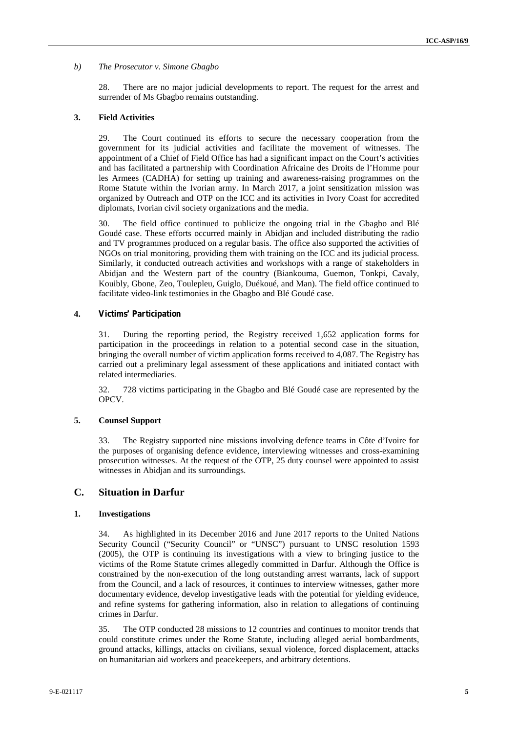*b) The Prosecutor v. Simone Gbagbo*

28. There are no major judicial developments to report. The request for the arrest and surrender of Ms Gbagbo remains outstanding.

### 3. Field Activities

29. The Court continued its efforts to secure the necessary cooperation from the government for its judicial activities and facilitate the movement of witnesses. The appointment of a Chief of Field Office has had a significant impact on the Court's activities and has facilitated a partnership with Coordination Africaine des Droits de l'Homme pour les Armees (CADHA) for setting up training and awareness-raising programmes on the Rome Statute within the Ivorian army. In March 2017, a joint sensitization mission was organized by Outreach and OTP on the ICC and its activities in Ivory Coast for accredited diplomats, Ivorian civil society organizations and the media.

30. The field office continued to publicize the ongoing trial in the Gbagbo and Blé Goudé case. These efforts occurred mainly in Abidjan and included distributing the radio and TV programmes produced on a regular basis. The office also supported the activities of NGOs on trial monitoring, providing them with training on the ICC and its judicial process. Similarly, it conducted outreach activities and workshops with a range of stakeholders in Abidjan and the Western part of the country (Biankouma, Guemon, Tonkpi, Cavaly, Kouibly, Gbone, Zeo, Toulepleu, Guiglo, Duékoué, and Man). The field office continued to facilitate video-link testimonies in the Gbagbo and Blé Goudé case.

### 4. Victims' Participation

31. During the reporting period, the Registry received 1,652 application forms for participation in the proceedings in relation to a potential second case in the situation, bringing the overall number of victim application forms received to 4,087. The Registry has carried out a preliminary legal assessment of these applications and initiated contact with related intermediaries.

32. 728 victims participating in the Gbagbo and Blé Goudé case are represented by the OPCV.

### 5. Counsel Support

33. The Registry supported nine missions involving defence teams in Côte d'Ivoire for the purposes of organising defence evidence, interviewing witnesses and cross-examining prosecution witnesses. At the request of the OTP, 25 duty counsel were appointed to assist witnesses in Abidjan and its surroundings.

## C. Situation in Darfur

### 1. Investigations

34. As highlighted in its December 2016 and June 2017 reports to the United Nations Security Council ("Security Council" or "UNSC") pursuant to UNSC resolution 1593 (2005), the OTP is continuing its investigations with a view to bringing justice to the victims of the Rome Statute crimes allegedly committed in Darfur. Although the Office is constrained by the non-execution of the long outstanding arrest warrants, lack of support from the Council, and a lack of resources, it continues to interview witnesses, gather more documentary evidence, develop investigative leads with the potential for yielding evidence, and refine systems for gathering information, also in relation to allegations of continuing crimes in Darfur.

35. The OTP conducted 28 missions to 12 countries and continues to monitor trends that could constitute crimes under the Rome Statute, including alleged aerial bombardments, ground attacks, killings, attacks on civilians, sexual violence, forced displacement, attacks on humanitarian aid workers and peacekeepers, and arbitrary detentions.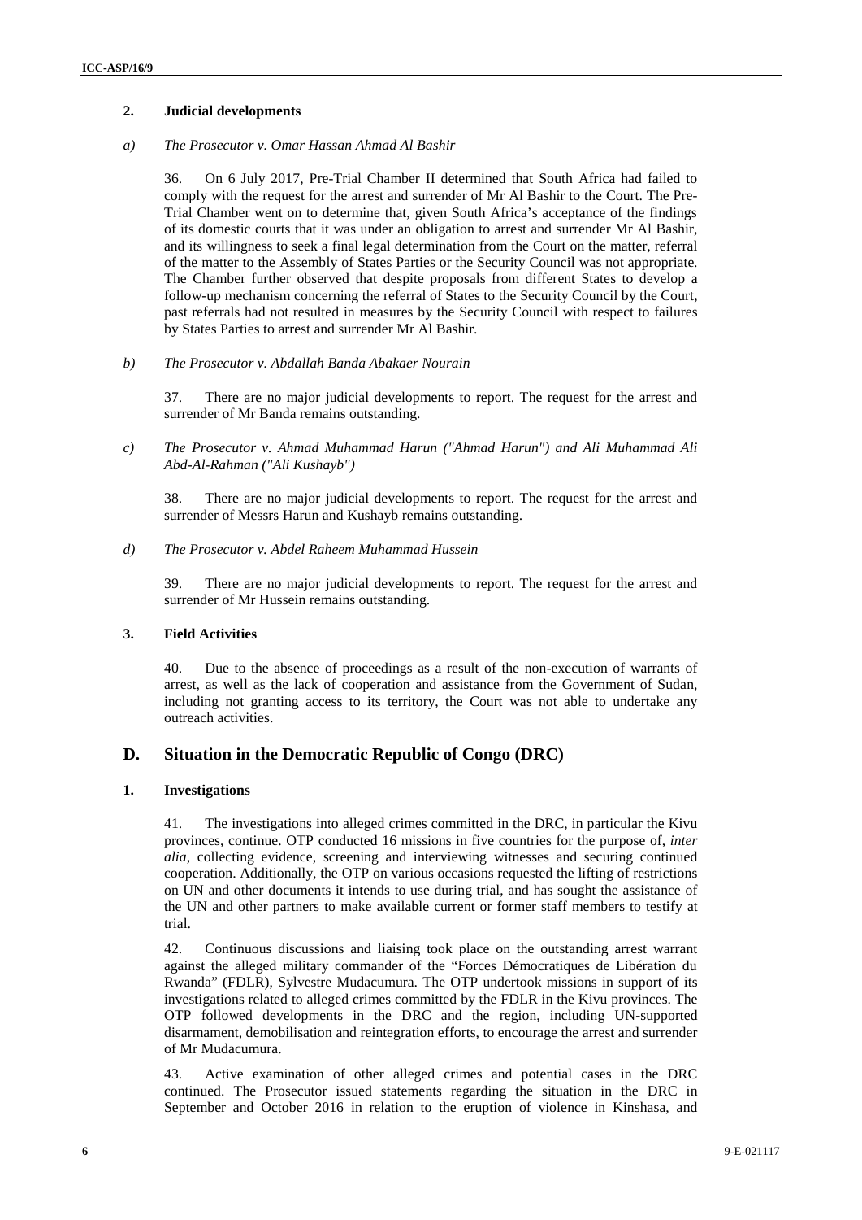### 2. Judicial developments

#### *a) The Prosecutor v. Omar Hassan Ahmad Al Bashir*

36. On 6 July 2017, Pre-Trial Chamber II determined that South Africa had failed to comply with the request for the arrest and surrender of Mr Al Bashir to the Court. The Pre-Trial Chamber went on to determine that, given South Africa's acceptance of the findings of its domestic courts that it was under an obligation to arrest and surrender Mr Al Bashir, and its willingness to seek a final legal determination from the Court on the matter, referral of the matter to the Assembly of States Parties or the Security Council was not appropriate. The Chamber further observed that despite proposals from different States to develop a follow-up mechanism concerning the referral of States to the Security Council by the Court, past referrals had not resulted in measures by the Security Council with respect to failures by States Parties to arrest and surrender Mr Al Bashir.

#### *b) The Prosecutor v. Abdallah Banda Abakaer Nourain*

37. There are no major judicial developments to report. The request for the arrest and surrender of Mr Banda remains outstanding.

#### *c) The Prosecutor v. Ahmad Muhammad Harun ("Ahmad Harun") and Ali Muhammad Ali Abd-Al-Rahman ("Ali Kushayb")*

38. There are no major judicial developments to report. The request for the arrest and surrender of Messrs Harun and Kushayb remains outstanding.

#### *d) The Prosecutor v. Abdel Raheem Muhammad Hussein*

39. There are no major judicial developments to report. The request for the arrest and surrender of Mr Hussein remains outstanding.

### 3. Field Activities

40. Due to the absence of proceedings as a result of the non-execution of warrants of arrest, as well as the lack of cooperation and assistance from the Government of Sudan, including not granting access to its territory, the Court was not able to undertake any outreach activities.

## D. Situation in the Democratic Republic of Congo (DRC)

### 1. Investigations

41. The investigations into alleged crimes committed in the DRC, in particular the Kivu provinces, continue. OTP conducted 16 missions in five countries for the purpose of, *inter alia*, collecting evidence, screening and interviewing witnesses and securing continued cooperation. Additionally, the OTP on various occasions requested the lifting of restrictions on UN and other documents it intends to use during trial, and has sought the assistance of the UN and other partners to make available current or former staff members to testify at trial.

42. Continuous discussions and liaising took place on the outstanding arrest warrant against the alleged military commander of the "Forces Démocratiques de Libération du Rwanda" (FDLR), Sylvestre Mudacumura. The OTP undertook missions in support of its investigations related to alleged crimes committed by the FDLR in the Kivu provinces. The OTP followed developments in the DRC and the region, including UN-supported disarmament, demobilisation and reintegration efforts, to encourage the arrest and surrender of Mr Mudacumura.

43. Active examination of other alleged crimes and potential cases in the DRC continued. The Prosecutor issued statements regarding the situation in the DRC in September and October 2016 in relation to the eruption of violence in Kinshasa, and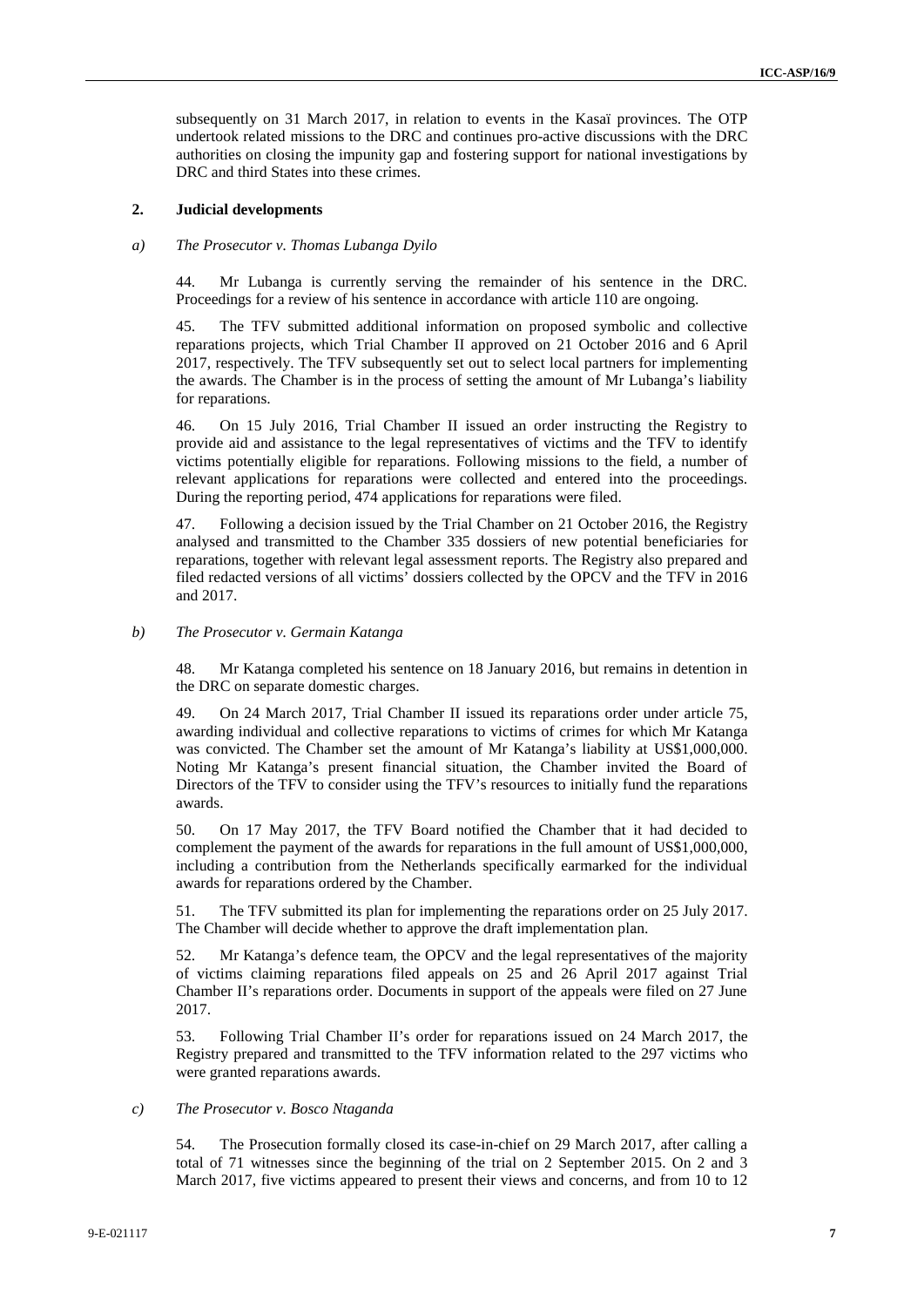subsequently on 31 March 2017, in relation to events in the Kasaï provinces. The OTP undertook related missions to the DRC and continues pro-active discussions with the DRC authorities on closing the impunity gap and fostering support for national investigations by DRC and third States into these crimes.

### 2. Judicial developments

#### *a) The Prosecutor v. Thomas Lubanga Dyilo*

44. Mr Lubanga is currently serving the remainder of his sentence in the DRC. Proceedings for a review of his sentence in accordance with article 110 are ongoing.

45. The TFV submitted additional information on proposed symbolic and collective reparations projects, which Trial Chamber II approved on 21 October 2016 and 6 April 2017, respectively. The TFV subsequently set out to select local partners for implementing the awards. The Chamber is in the process of setting the amount of Mr Lubanga's liability for reparations.

46. On 15 July 2016, Trial Chamber II issued an order instructing the Registry to provide aid and assistance to the legal representatives of victims and the TFV to identify victims potentially eligible for reparations. Following missions to the field, a number of relevant applications for reparations were collected and entered into the proceedings. During the reporting period, 474 applications for reparations were filed.

47. Following a decision issued by the Trial Chamber on 21 October 2016, the Registry analysed and transmitted to the Chamber 335 dossiers of new potential beneficiaries for reparations, together with relevant legal assessment reports. The Registry also prepared and filed redacted versions of all victims' dossiers collected by the OPCV and the TFV in 2016 and 2017.

#### *b) The Prosecutor v. Germain Katanga*

48. Mr Katanga completed his sentence on 18 January 2016, but remains in detention in the DRC on separate domestic charges.

49. On 24 March 2017, Trial Chamber II issued its reparations order under article 75, awarding individual and collective reparations to victims of crimes for which Mr Katanga was convicted. The Chamber set the amount of Mr Katanga's liability at US$1,000,000. Noting Mr Katanga's present financial situation, the Chamber invited the Board of Directors of the TFV to consider using the TFV's resources to initially fund the reparations awards.

50. On 17 May 2017, the TFV Board notified the Chamber that it had decided to complement the payment of the awards for reparations in the full amount of US$1,000,000, including a contribution from the Netherlands specifically earmarked for the individual awards for reparations ordered by the Chamber.

51. The TFV submitted its plan for implementing the reparations order on 25 July 2017. The Chamber will decide whether to approve the draft implementation plan.

52. Mr Katanga's defence team, the OPCV and the legal representatives of the majority of victims claiming reparations filed appeals on 25 and 26 April 2017 against Trial Chamber II's reparations order. Documents in support of the appeals were filed on 27 June 2017.

53. Following Trial Chamber II's order for reparations issued on 24 March 2017, the Registry prepared and transmitted to the TFV information related to the 297 victims who were granted reparations awards.

#### *c) The Prosecutor v. Bosco Ntaganda*

54. The Prosecution formally closed its case-in-chief on 29 March 2017, after calling a total of 71 witnesses since the beginning of the trial on 2 September 2015. On 2 and 3 March 2017, five victims appeared to present their views and concerns, and from 10 to 12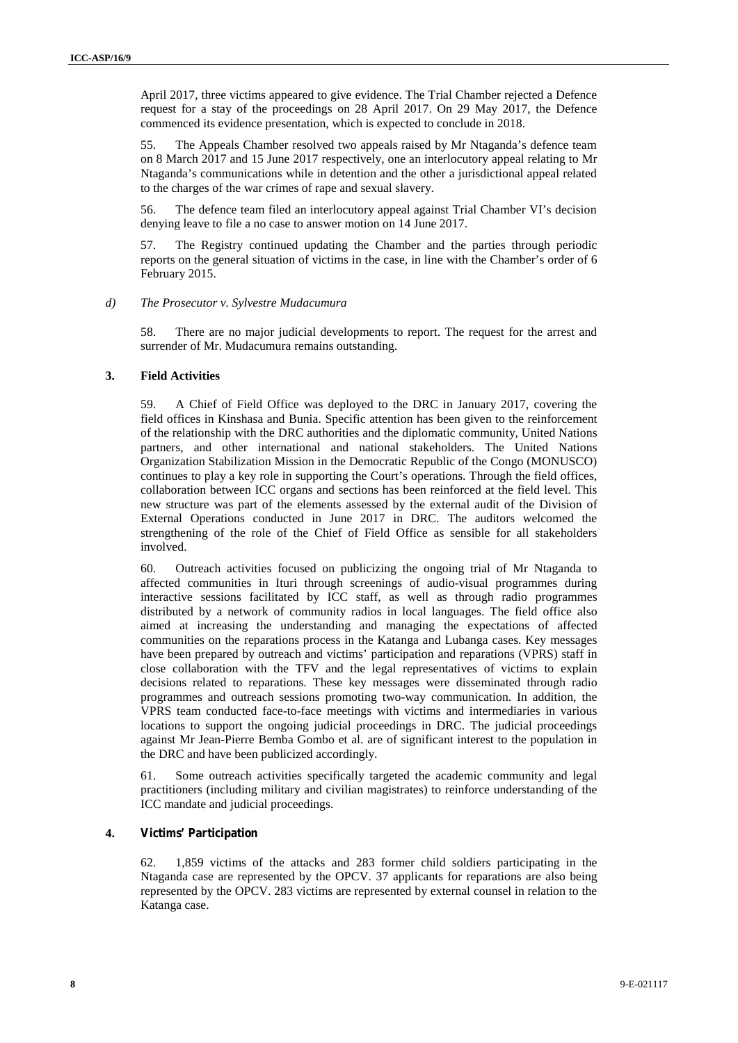April 2017, three victims appeared to give evidence. The Trial Chamber rejected a Defence request for a stay of the proceedings on 28 April 2017. On 29 May 2017, the Defence commenced its evidence presentation, which is expected to conclude in 2018.

55. The Appeals Chamber resolved two appeals raised by Mr Ntaganda's defence team on 8 March 2017 and 15 June 2017 respectively, one an interlocutory appeal relating to Mr Ntaganda's communications while in detention and the other a jurisdictional appeal related to the charges of the war crimes of rape and sexual slavery.

56. The defence team filed an interlocutory appeal against Trial Chamber VI's decision denying leave to file a no case to answer motion on 14 June 2017.

57. The Registry continued updating the Chamber and the parties through periodic reports on the general situation of victims in the case, in line with the Chamber's order of 6 February 2015.

#### *d) The Prosecutor v. Sylvestre Mudacumura*

58. There are no major judicial developments to report. The request for the arrest and surrender of Mr. Mudacumura remains outstanding.

### 3. Field Activities

59. A Chief of Field Office was deployed to the DRC in January 2017, covering the field offices in Kinshasa and Bunia. Specific attention has been given to the reinforcement of the relationship with the DRC authorities and the diplomatic community, United Nations partners, and other international and national stakeholders. The United Nations Organization Stabilization Mission in the Democratic Republic of the Congo (MONUSCO) continues to play a key role in supporting the Court's operations. Through the field offices, collaboration between ICC organs and sections has been reinforced at the field level. This new structure was part of the elements assessed by the external audit of the Division of External Operations conducted in June 2017 in DRC. The auditors welcomed the strengthening of the role of the Chief of Field Office as sensible for all stakeholders involved.

60. Outreach activities focused on publicizing the ongoing trial of Mr Ntaganda to affected communities in Ituri through screenings of audio-visual programmes during interactive sessions facilitated by ICC staff, as well as through radio programmes distributed by a network of community radios in local languages. The field office also aimed at increasing the understanding and managing the expectations of affected communities on the reparations process in the Katanga and Lubanga cases. Key messages have been prepared by outreach and victims' participation and reparations (VPRS) staff in close collaboration with the TFV and the legal representatives of victims to explain decisions related to reparations. These key messages were disseminated through radio programmes and outreach sessions promoting two-way communication. In addition, the VPRS team conducted face-to-face meetings with victims and intermediaries in various locations to support the ongoing judicial proceedings in DRC. The judicial proceedings against Mr Jean-Pierre Bemba Gombo et al. are of significant interest to the population in the DRC and have been publicized accordingly.

61. Some outreach activities specifically targeted the academic community and legal practitioners (including military and civilian magistrates) to reinforce understanding of the ICC mandate and judicial proceedings.

### 4. Victims' Participation

62. 1,859 victims of the attacks and 283 former child soldiers participating in the Ntaganda case are represented by the OPCV. 37 applicants for reparations are also being represented by the OPCV. 283 victims are represented by external counsel in relation to the Katanga case.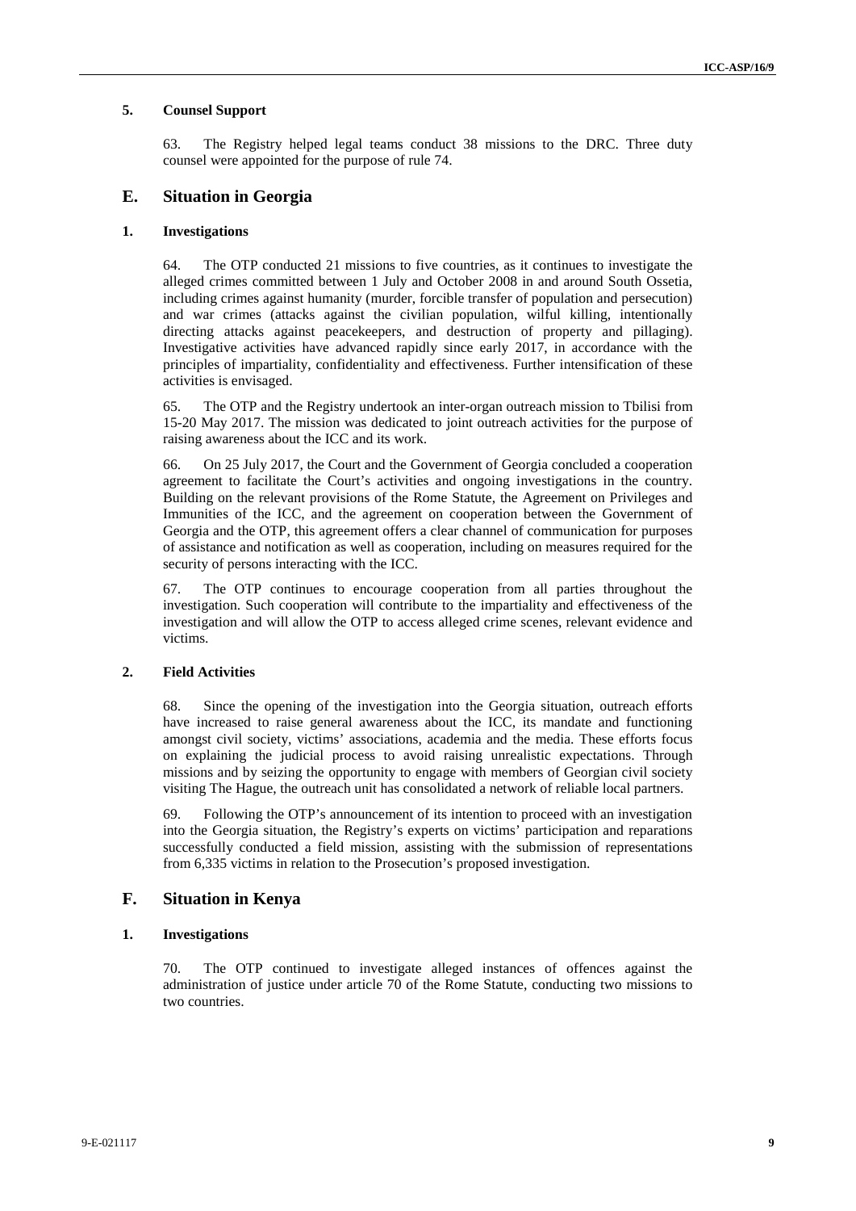### 5. Counsel Support

63. The Registry helped legal teams conduct 38 missions to the DRC. Three duty counsel were appointed for the purpose of rule 74.

## E. Situation in Georgia

### 1. Investigations

64. The OTP conducted 21 missions to five countries, as it continues to investigate the alleged crimes committed between 1 July and October 2008 in and around South Ossetia, including crimes against humanity (murder, forcible transfer of population and persecution) and war crimes (attacks against the civilian population, wilful killing, intentionally directing attacks against peacekeepers, and destruction of property and pillaging). Investigative activities have advanced rapidly since early 2017, in accordance with the principles of impartiality, confidentiality and effectiveness. Further intensification of these activities is envisaged.

65. The OTP and the Registry undertook an inter-organ outreach mission to Tbilisi from 15-20 May 2017. The mission was dedicated to joint outreach activities for the purpose of raising awareness about the ICC and its work.

66. On 25 July 2017, the Court and the Government of Georgia concluded a cooperation agreement to facilitate the Court's activities and ongoing investigations in the country. Building on the relevant provisions of the Rome Statute, the Agreement on Privileges and Immunities of the ICC, and the agreement on cooperation between the Government of Georgia and the OTP, this agreement offers a clear channel of communication for purposes of assistance and notification as well as cooperation, including on measures required for the security of persons interacting with the ICC.

67. The OTP continues to encourage cooperation from all parties throughout the investigation. Such cooperation will contribute to the impartiality and effectiveness of the investigation and will allow the OTP to access alleged crime scenes, relevant evidence and victims.

### 2. Field Activities

68. Since the opening of the investigation into the Georgia situation, outreach efforts have increased to raise general awareness about the ICC, its mandate and functioning amongst civil society, victims' associations, academia and the media. These efforts focus on explaining the judicial process to avoid raising unrealistic expectations. Through missions and by seizing the opportunity to engage with members of Georgian civil society visiting The Hague, the outreach unit has consolidated a network of reliable local partners.

69. Following the OTP's announcement of its intention to proceed with an investigation into the Georgia situation, the Registry's experts on victims' participation and reparations successfully conducted a field mission, assisting with the submission of representations from 6,335 victims in relation to the Prosecution's proposed investigation.

## F. Situation in Kenya

### 1. Investigations

70. The OTP continued to investigate alleged instances of offences against the administration of justice under article 70 of the Rome Statute, conducting two missions to two countries.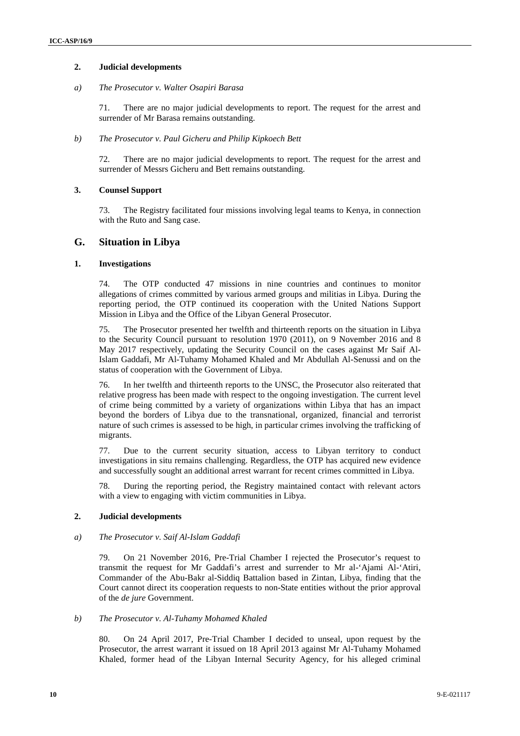#### 2. Judicial developments

##### a) *The Prosecutor v. Walter Osapiri Barasa*

71. There are no major judicial developments to report. The request for the arrest and surrender of Mr Barasa remains outstanding.

##### b) *The Prosecutor v. Paul Gicheru and Philip Kipkoech Bett*

72. There are no major judicial developments to report. The request for the arrest and surrender of Messrs Gicheru and Bett remains outstanding.

#### 3. Counsel Support

73. The Registry facilitated four missions involving legal teams to Kenya, in connection with the Ruto and Sang case.

## G. Situation in Libya

#### 1. Investigations

74. The OTP conducted 47 missions in nine countries and continues to monitor allegations of crimes committed by various armed groups and militias in Libya. During the reporting period, the OTP continued its cooperation with the United Nations Support Mission in Libya and the Office of the Libyan General Prosecutor.

75. The Prosecutor presented her twelfth and thirteenth reports on the situation in Libya to the Security Council pursuant to resolution 1970 (2011), on 9 November 2016 and 8 May 2017 respectively, updating the Security Council on the cases against Mr Saif Al-Islam Gaddafi, Mr Al-Tuhamy Mohamed Khaled and Mr Abdullah Al-Senussi and on the status of cooperation with the Government of Libya.

76. In her twelfth and thirteenth reports to the UNSC, the Prosecutor also reiterated that relative progress has been made with respect to the ongoing investigation. The current level of crime being committed by a variety of organizations within Libya that has an impact beyond the borders of Libya due to the transnational, organized, financial and terrorist nature of such crimes is assessed to be high, in particular crimes involving the trafficking of migrants.

77. Due to the current security situation, access to Libyan territory to conduct investigations in situ remains challenging. Regardless, the OTP has acquired new evidence and successfully sought an additional arrest warrant for recent crimes committed in Libya.

78. During the reporting period, the Registry maintained contact with relevant actors with a view to engaging with victim communities in Libya.

#### 2. Judicial developments

##### a) *The Prosecutor v. Saif Al-Islam Gaddafi*

79. On 21 November 2016, Pre-Trial Chamber I rejected the Prosecutor's request to transmit the request for Mr Gaddafi's arrest and surrender to Mr al-'Ajami Al-'Atiri, Commander of the Abu-Bakr al-Siddiq Battalion based in Zintan, Libya, finding that the Court cannot direct its cooperation requests to non-State entities without the prior approval of the *de jure* Government.

##### b) *The Prosecutor v. Al-Tuhamy Mohamed Khaled*

80. On 24 April 2017, Pre-Trial Chamber I decided to unseal, upon request by the Prosecutor, the arrest warrant it issued on 18 April 2013 against Mr Al-Tuhamy Mohamed Khaled, former head of the Libyan Internal Security Agency, for his alleged criminal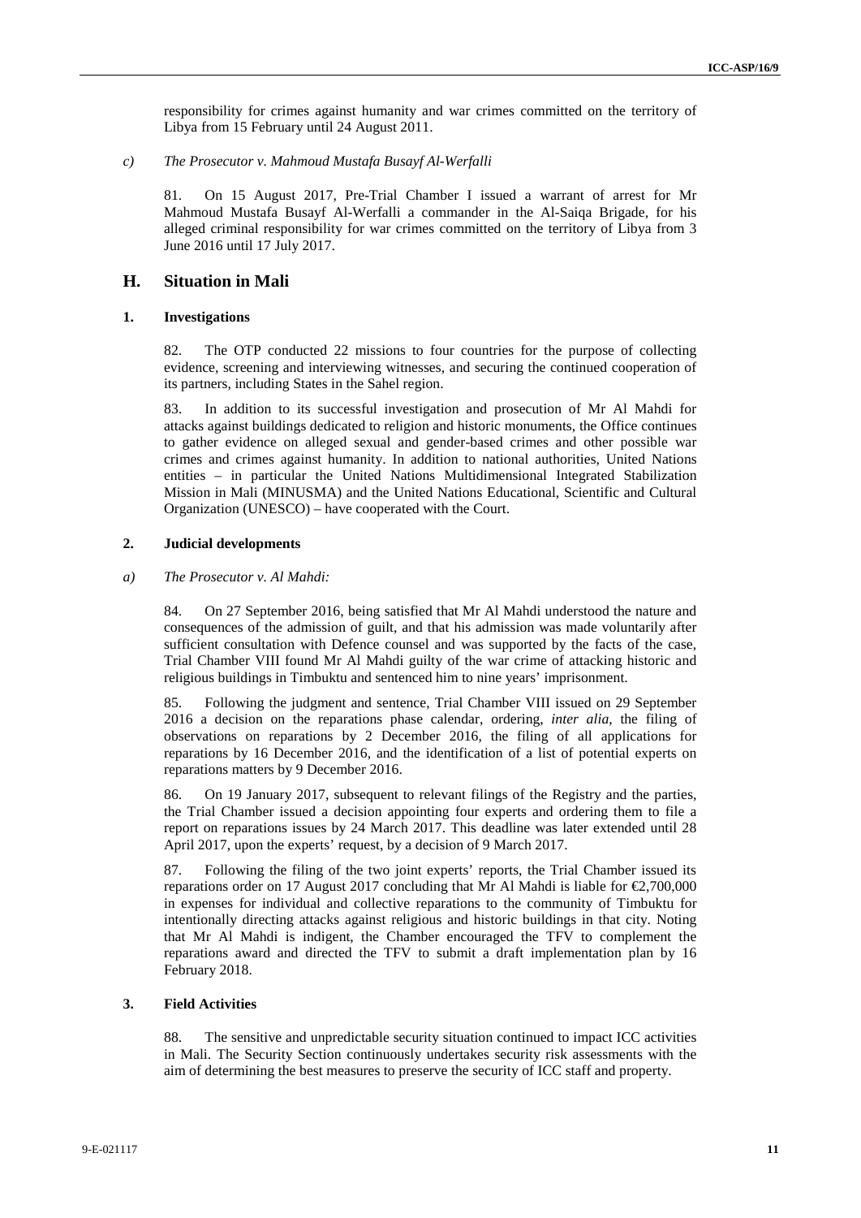responsibility for crimes against humanity and war crimes committed on the territory of Libya from 15 February until 24 August 2011.

*c) The Prosecutor v. Mahmoud Mustafa Busayf Al-Werfalli*

81. On 15 August 2017, Pre-Trial Chamber I issued a warrant of arrest for Mr Mahmoud Mustafa Busayf Al-Werfalli a commander in the Al-Saiqa Brigade, for his alleged criminal responsibility for war crimes committed on the territory of Libya from 3 June 2016 until 17 July 2017.

## H. Situation in Mali

### 1. Investigations

82. The OTP conducted 22 missions to four countries for the purpose of collecting evidence, screening and interviewing witnesses, and securing the continued cooperation of its partners, including States in the Sahel region.

83. In addition to its successful investigation and prosecution of Mr Al Mahdi for attacks against buildings dedicated to religion and historic monuments, the Office continues to gather evidence on alleged sexual and gender-based crimes and other possible war crimes and crimes against humanity. In addition to national authorities, United Nations entities – in particular the United Nations Multidimensional Integrated Stabilization Mission in Mali (MINUSMA) and the United Nations Educational, Scientific and Cultural Organization (UNESCO) – have cooperated with the Court.

### 2. Judicial developments

*a) The Prosecutor v. Al Mahdi:*

84. On 27 September 2016, being satisfied that Mr Al Mahdi understood the nature and consequences of the admission of guilt, and that his admission was made voluntarily after sufficient consultation with Defence counsel and was supported by the facts of the case, Trial Chamber VIII found Mr Al Mahdi guilty of the war crime of attacking historic and religious buildings in Timbuktu and sentenced him to nine years' imprisonment.

85. Following the judgment and sentence, Trial Chamber VIII issued on 29 September 2016 a decision on the reparations phase calendar, ordering, *inter alia*, the filing of observations on reparations by 2 December 2016, the filing of all applications for reparations by 16 December 2016, and the identification of a list of potential experts on reparations matters by 9 December 2016.

86. On 19 January 2017, subsequent to relevant filings of the Registry and the parties, the Trial Chamber issued a decision appointing four experts and ordering them to file a report on reparations issues by 24 March 2017. This deadline was later extended until 28 April 2017, upon the experts' request, by a decision of 9 March 2017.

87. Following the filing of the two joint experts' reports, the Trial Chamber issued its reparations order on 17 August 2017 concluding that Mr Al Mahdi is liable for €2,700,000 in expenses for individual and collective reparations to the community of Timbuktu for intentionally directing attacks against religious and historic buildings in that city. Noting that Mr Al Mahdi is indigent, the Chamber encouraged the TFV to complement the reparations award and directed the TFV to submit a draft implementation plan by 16 February 2018.

### 3. Field Activities

88. The sensitive and unpredictable security situation continued to impact ICC activities in Mali. The Security Section continuously undertakes security risk assessments with the aim of determining the best measures to preserve the security of ICC staff and property.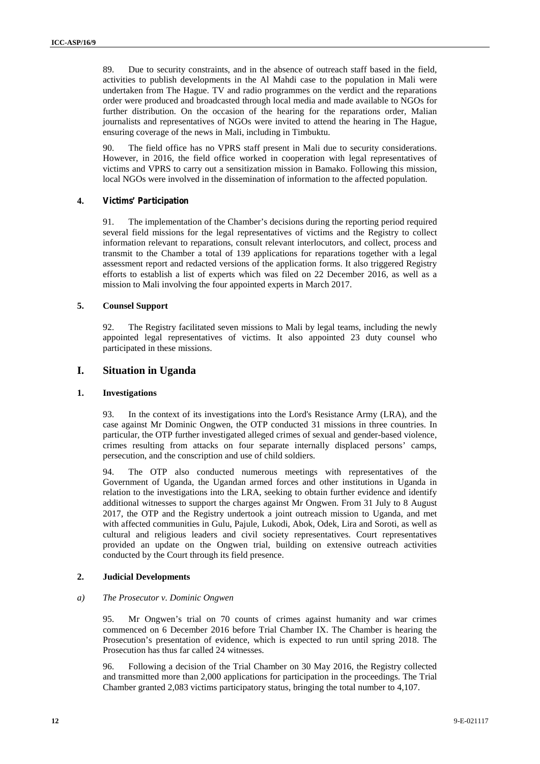89. Due to security constraints, and in the absence of outreach staff based in the field, activities to publish developments in the Al Mahdi case to the population in Mali were undertaken from The Hague. TV and radio programmes on the verdict and the reparations order were produced and broadcasted through local media and made available to NGOs for further distribution. On the occasion of the hearing for the reparations order, Malian journalists and representatives of NGOs were invited to attend the hearing in The Hague, ensuring coverage of the news in Mali, including in Timbuktu.

90. The field office has no VPRS staff present in Mali due to security considerations. However, in 2016, the field office worked in cooperation with legal representatives of victims and VPRS to carry out a sensitization mission in Bamako. Following this mission, local NGOs were involved in the dissemination of information to the affected population.

### 4. Victims' Participation

91. The implementation of the Chamber's decisions during the reporting period required several field missions for the legal representatives of victims and the Registry to collect information relevant to reparations, consult relevant interlocutors, and collect, process and transmit to the Chamber a total of 139 applications for reparations together with a legal assessment report and redacted versions of the application forms. It also triggered Registry efforts to establish a list of experts which was filed on 22 December 2016, as well as a mission to Mali involving the four appointed experts in March 2017.

### 5. Counsel Support

92. The Registry facilitated seven missions to Mali by legal teams, including the newly appointed legal representatives of victims. It also appointed 23 duty counsel who participated in these missions.

## I. Situation in Uganda

### 1. Investigations

93. In the context of its investigations into the Lord's Resistance Army (LRA), and the case against Mr Dominic Ongwen, the OTP conducted 31 missions in three countries. In particular, the OTP further investigated alleged crimes of sexual and gender-based violence, crimes resulting from attacks on four separate internally displaced persons' camps, persecution, and the conscription and use of child soldiers.

94. The OTP also conducted numerous meetings with representatives of the Government of Uganda, the Ugandan armed forces and other institutions in Uganda in relation to the investigations into the LRA, seeking to obtain further evidence and identify additional witnesses to support the charges against Mr Ongwen. From 31 July to 8 August 2017, the OTP and the Registry undertook a joint outreach mission to Uganda, and met with affected communities in Gulu, Pajule, Lukodi, Abok, Odek, Lira and Soroti, as well as cultural and religious leaders and civil society representatives. Court representatives provided an update on the Ongwen trial, building on extensive outreach activities conducted by the Court through its field presence.

### 2. Judicial Developments

#### a) *The Prosecutor v. Dominic Ongwen*

95. Mr Ongwen's trial on 70 counts of crimes against humanity and war crimes commenced on 6 December 2016 before Trial Chamber IX. The Chamber is hearing the Prosecution's presentation of evidence, which is expected to run until spring 2018. The Prosecution has thus far called 24 witnesses.

96. Following a decision of the Trial Chamber on 30 May 2016, the Registry collected and transmitted more than 2,000 applications for participation in the proceedings. The Trial Chamber granted 2,083 victims participatory status, bringing the total number to 4,107.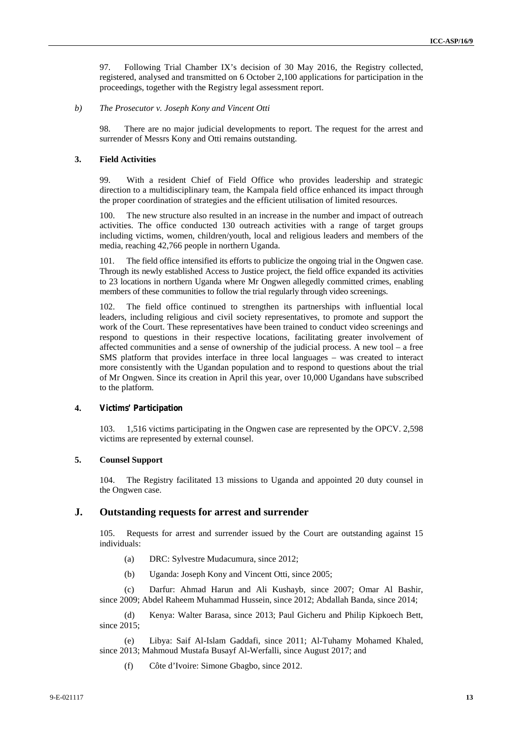97. Following Trial Chamber IX's decision of 30 May 2016, the Registry collected, registered, analysed and transmitted on 6 October 2,100 applications for participation in the proceedings, together with the Registry legal assessment report.

*b) The Prosecutor v. Joseph Kony and Vincent Otti*

98. There are no major judicial developments to report. The request for the arrest and surrender of Messrs Kony and Otti remains outstanding.

### 3. Field Activities

99. With a resident Chief of Field Office who provides leadership and strategic direction to a multidisciplinary team, the Kampala field office enhanced its impact through the proper coordination of strategies and the efficient utilisation of limited resources.

100. The new structure also resulted in an increase in the number and impact of outreach activities. The office conducted 130 outreach activities with a range of target groups including victims, women, children/youth, local and religious leaders and members of the media, reaching 42,766 people in northern Uganda.

101. The field office intensified its efforts to publicize the ongoing trial in the Ongwen case. Through its newly established Access to Justice project, the field office expanded its activities to 23 locations in northern Uganda where Mr Ongwen allegedly committed crimes, enabling members of these communities to follow the trial regularly through video screenings.

102. The field office continued to strengthen its partnerships with influential local leaders, including religious and civil society representatives, to promote and support the work of the Court. These representatives have been trained to conduct video screenings and respond to questions in their respective locations, facilitating greater involvement of affected communities and a sense of ownership of the judicial process. A new tool – a free SMS platform that provides interface in three local languages – was created to interact more consistently with the Ugandan population and to respond to questions about the trial of Mr Ongwen. Since its creation in April this year, over 10,000 Ugandans have subscribed to the platform.

### 4. Victims' Participation

103. 1,516 victims participating in the Ongwen case are represented by the OPCV. 2,598 victims are represented by external counsel.

### 5. Counsel Support

104. The Registry facilitated 13 missions to Uganda and appointed 20 duty counsel in the Ongwen case.

## J. Outstanding requests for arrest and surrender

105. Requests for arrest and surrender issued by the Court are outstanding against 15 individuals:

(a) DRC: Sylvestre Mudacumura, since 2012;

(b) Uganda: Joseph Kony and Vincent Otti, since 2005;

(c) Darfur: Ahmad Harun and Ali Kushayb, since 2007; Omar Al Bashir, since 2009; Abdel Raheem Muhammad Hussein, since 2012; Abdallah Banda, since 2014;

(d) Kenya: Walter Barasa, since 2013; Paul Gicheru and Philip Kipkoech Bett, since 2015;

(e) Libya: Saif Al-Islam Gaddafi, since 2011; Al-Tuhamy Mohamed Khaled, since 2013; Mahmoud Mustafa Busayf Al-Werfalli, since August 2017; and

(f) Côte d'Ivoire: Simone Gbagbo, since 2012.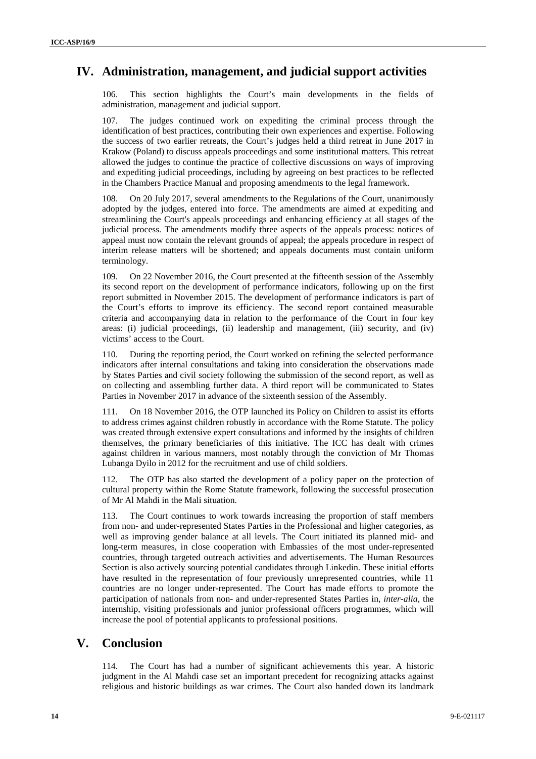# IV. Administration, management, and judicial support activities

106. This section highlights the Court's main developments in the fields of administration, management and judicial support.

107. The judges continued work on expediting the criminal process through the identification of best practices, contributing their own experiences and expertise. Following the success of two earlier retreats, the Court's judges held a third retreat in June 2017 in Krakow (Poland) to discuss appeals proceedings and some institutional matters. This retreat allowed the judges to continue the practice of collective discussions on ways of improving and expediting judicial proceedings, including by agreeing on best practices to be reflected in the Chambers Practice Manual and proposing amendments to the legal framework.

108. On 20 July 2017, several amendments to the Regulations of the Court, unanimously adopted by the judges, entered into force. The amendments are aimed at expediting and streamlining the Court's appeals proceedings and enhancing efficiency at all stages of the judicial process. The amendments modify three aspects of the appeals process: notices of appeal must now contain the relevant grounds of appeal; the appeals procedure in respect of interim release matters will be shortened; and appeals documents must contain uniform terminology.

109. On 22 November 2016, the Court presented at the fifteenth session of the Assembly its second report on the development of performance indicators, following up on the first report submitted in November 2015. The development of performance indicators is part of the Court's efforts to improve its efficiency. The second report contained measurable criteria and accompanying data in relation to the performance of the Court in four key areas: (i) judicial proceedings, (ii) leadership and management, (iii) security, and (iv) victims' access to the Court.

110. During the reporting period, the Court worked on refining the selected performance indicators after internal consultations and taking into consideration the observations made by States Parties and civil society following the submission of the second report, as well as on collecting and assembling further data. A third report will be communicated to States Parties in November 2017 in advance of the sixteenth session of the Assembly.

111. On 18 November 2016, the OTP launched its Policy on Children to assist its efforts to address crimes against children robustly in accordance with the Rome Statute. The policy was created through extensive expert consultations and informed by the insights of children themselves, the primary beneficiaries of this initiative. The ICC has dealt with crimes against children in various manners, most notably through the conviction of Mr Thomas Lubanga Dyilo in 2012 for the recruitment and use of child soldiers.

112. The OTP has also started the development of a policy paper on the protection of cultural property within the Rome Statute framework, following the successful prosecution of Mr Al Mahdi in the Mali situation.

113. The Court continues to work towards increasing the proportion of staff members from non- and under-represented States Parties in the Professional and higher categories, as well as improving gender balance at all levels. The Court initiated its planned mid- and long-term measures, in close cooperation with Embassies of the most under-represented countries, through targeted outreach activities and advertisements. The Human Resources Section is also actively sourcing potential candidates through Linkedin. These initial efforts have resulted in the representation of four previously unrepresented countries, while 11 countries are no longer under-represented. The Court has made efforts to promote the participation of nationals from non- and under-represented States Parties in, *inter-alia*, the internship, visiting professionals and junior professional officers programmes, which will increase the pool of potential applicants to professional positions.

# V. Conclusion

114. The Court has had a number of significant achievements this year. A historic judgment in the Al Mahdi case set an important precedent for recognizing attacks against religious and historic buildings as war crimes. The Court also handed down its landmark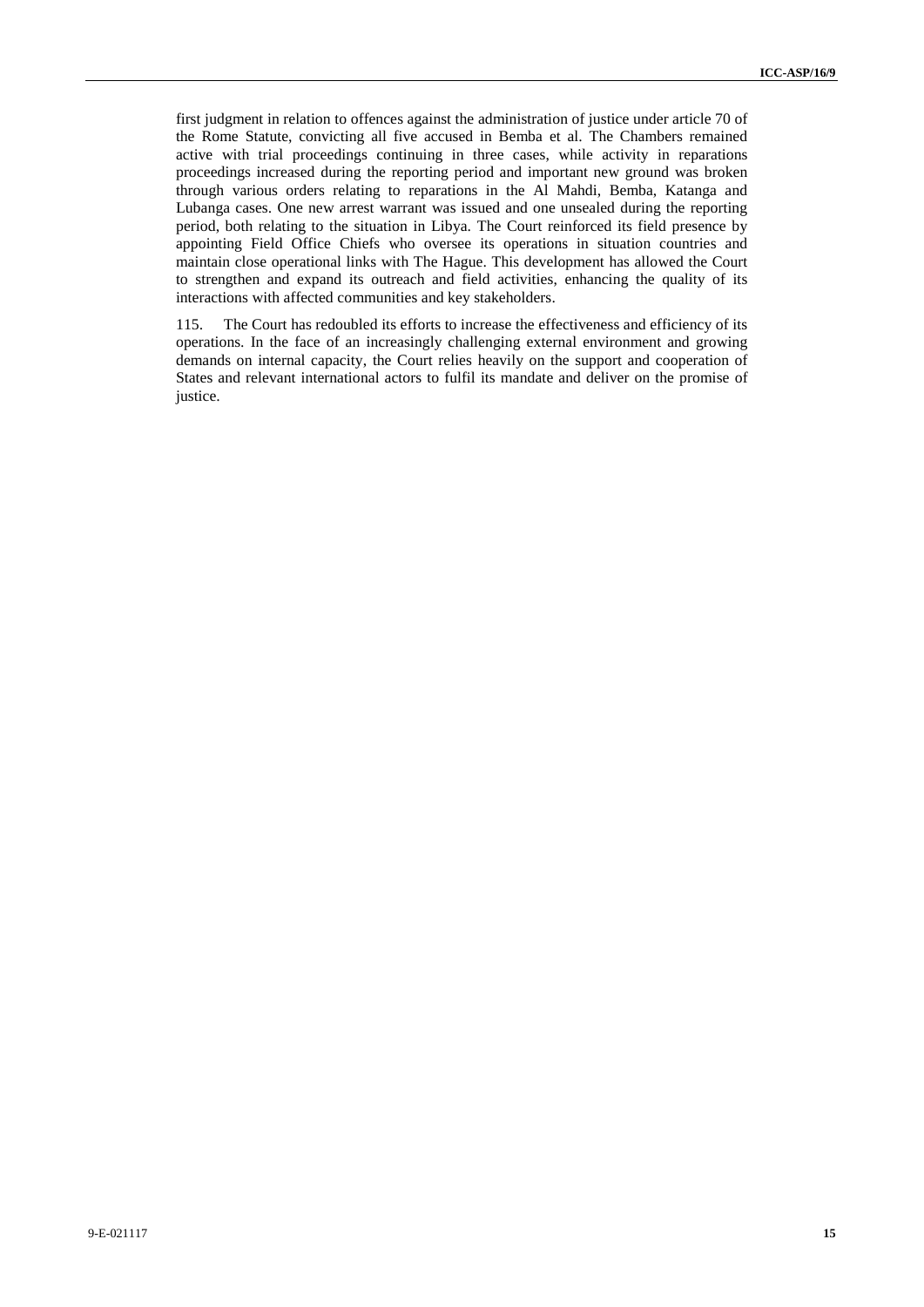first judgment in relation to offences against the administration of justice under article 70 of the Rome Statute, convicting all five accused in Bemba et al. The Chambers remained active with trial proceedings continuing in three cases, while activity in reparations proceedings increased during the reporting period and important new ground was broken through various orders relating to reparations in the Al Mahdi, Bemba, Katanga and Lubanga cases. One new arrest warrant was issued and one unsealed during the reporting period, both relating to the situation in Libya. The Court reinforced its field presence by appointing Field Office Chiefs who oversee its operations in situation countries and maintain close operational links with The Hague. This development has allowed the Court to strengthen and expand its outreach and field activities, enhancing the quality of its interactions with affected communities and key stakeholders.

115. The Court has redoubled its efforts to increase the effectiveness and efficiency of its operations. In the face of an increasingly challenging external environment and growing demands on internal capacity, the Court relies heavily on the support and cooperation of States and relevant international actors to fulfil its mandate and deliver on the promise of justice.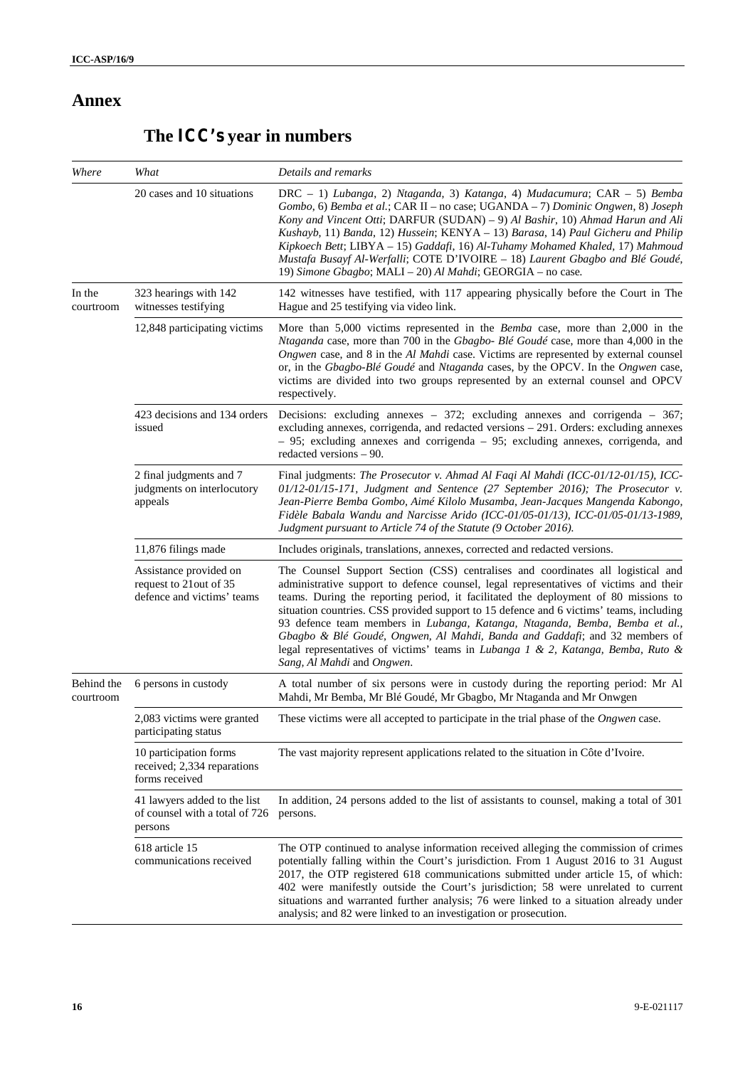# Annex

## The ICC's year in numbers

| Where | What | Details and remarks |
|---|---|---|
| | 20 cases and 10 situations | DRC – 1) *Lubanga*, 2) *Ntaganda*, 3) *Katanga*, 4) *Mudacumura*; CAR – 5) *Bemba Gombo*, 6) *Bemba et al.*; CAR II – no case; UGANDA – 7) *Dominic Ongwen*, 8) *Joseph Kony and Vincent Otti*; DARFUR (SUDAN) – 9) *Al Bashir*, 10) *Ahmad Harun and Ali Kushayb*, 11) *Banda*, 12) *Hussein*; KENYA – 13) *Barasa*, 14) *Paul Gicheru and Philip Kipkoech Bett*; LIBYA – 15) *Gaddafi*, 16) *Al-Tuhamy Mohamed Khaled*, 17) *Mahmoud Mustafa Busayf Al-Werfalli*; COTE D'IVOIRE – 18) *Laurent Gbagbo and Blé Goudé*, 19) *Simone Gbagbo*; MALI – 20) *Al Mahdi*; GEORGIA – no case. |
| In the courtroom | 323 hearings with 142 witnesses testifying | 142 witnesses have testified, with 117 appearing physically before the Court in The Hague and 25 testifying via video link. |
| | 12,848 participating victims | More than 5,000 victims represented in the *Bemba* case, more than 2,000 in the *Ntaganda* case, more than 700 in the *Gbagbo- Blé Goudé* case, more than 4,000 in the *Ongwen* case, and 8 in the *Al Mahdi* case. Victims are represented by external counsel or, in the *Gbagbo-Blé Goudé* and *Ntaganda* cases, by the OPCV. In the *Ongwen* case, victims are divided into two groups represented by an external counsel and OPCV respectively. |
| | 423 decisions and 134 orders issued | Decisions: excluding annexes – 372; excluding annexes and corrigenda – 367; excluding annexes, corrigenda, and redacted versions – 291. Orders: excluding annexes – 95; excluding annexes and corrigenda – 95; excluding annexes, corrigenda, and redacted versions – 90. |
| | 2 final judgments and 7 judgments on interlocutory appeals | Final judgments: *The Prosecutor v. Ahmad Al Faqi Al Mahdi (ICC-01/12-01/15), ICC-01/12-01/15-171, Judgment and Sentence (27 September 2016); The Prosecutor v. Jean-Pierre Bemba Gombo, Aimé Kilolo Musamba, Jean-Jacques Mangenda Kabongo, Fidèle Babala Wandu and Narcisse Arido (ICC-01/05-01/13), ICC-01/05-01/13-1989, Judgment pursuant to Article 74 of the Statute (9 October 2016).* |
| | 11,876 filings made | Includes originals, translations, annexes, corrected and redacted versions. |
| | Assistance provided on request to 21out of 35 defence and victims' teams | The Counsel Support Section (CSS) centralises and coordinates all logistical and administrative support to defence counsel, legal representatives of victims and their teams. During the reporting period, it facilitated the deployment of 80 missions to situation countries. CSS provided support to 15 defence and 6 victims' teams, including 93 defence team members in *Lubanga, Katanga, Ntaganda, Bemba, Bemba et al., Gbagbo & Blé Goudé, Ongwen, Al Mahdi, Banda and Gaddafi*; and 32 members of legal representatives of victims' teams in *Lubanga 1 & 2, Katanga, Bemba, Ruto & Sang, Al Mahdi* and *Ongwen*. |
| Behind the courtroom | 6 persons in custody | A total number of six persons were in custody during the reporting period: Mr Al Mahdi, Mr Bemba, Mr Blé Goudé, Mr Gbagbo, Mr Ntaganda and Mr Onwgen |
| | 2,083 victims were granted participating status | These victims were all accepted to participate in the trial phase of the *Ongwen* case. |
| | 10 participation forms received; 2,334 reparations forms received | The vast majority represent applications related to the situation in Côte d'Ivoire. |
| | 41 lawyers added to the list of counsel with a total of 726 persons | In addition, 24 persons added to the list of assistants to counsel, making a total of 301 persons. |
| | 618 article 15 communications received | The OTP continued to analyse information received alleging the commission of crimes potentially falling within the Court's jurisdiction. From 1 August 2016 to 31 August 2017, the OTP registered 618 communications submitted under article 15, of which: 402 were manifestly outside the Court's jurisdiction; 58 were unrelated to current situations and warranted further analysis; 76 were linked to a situation already under analysis; and 82 were linked to an investigation or prosecution. |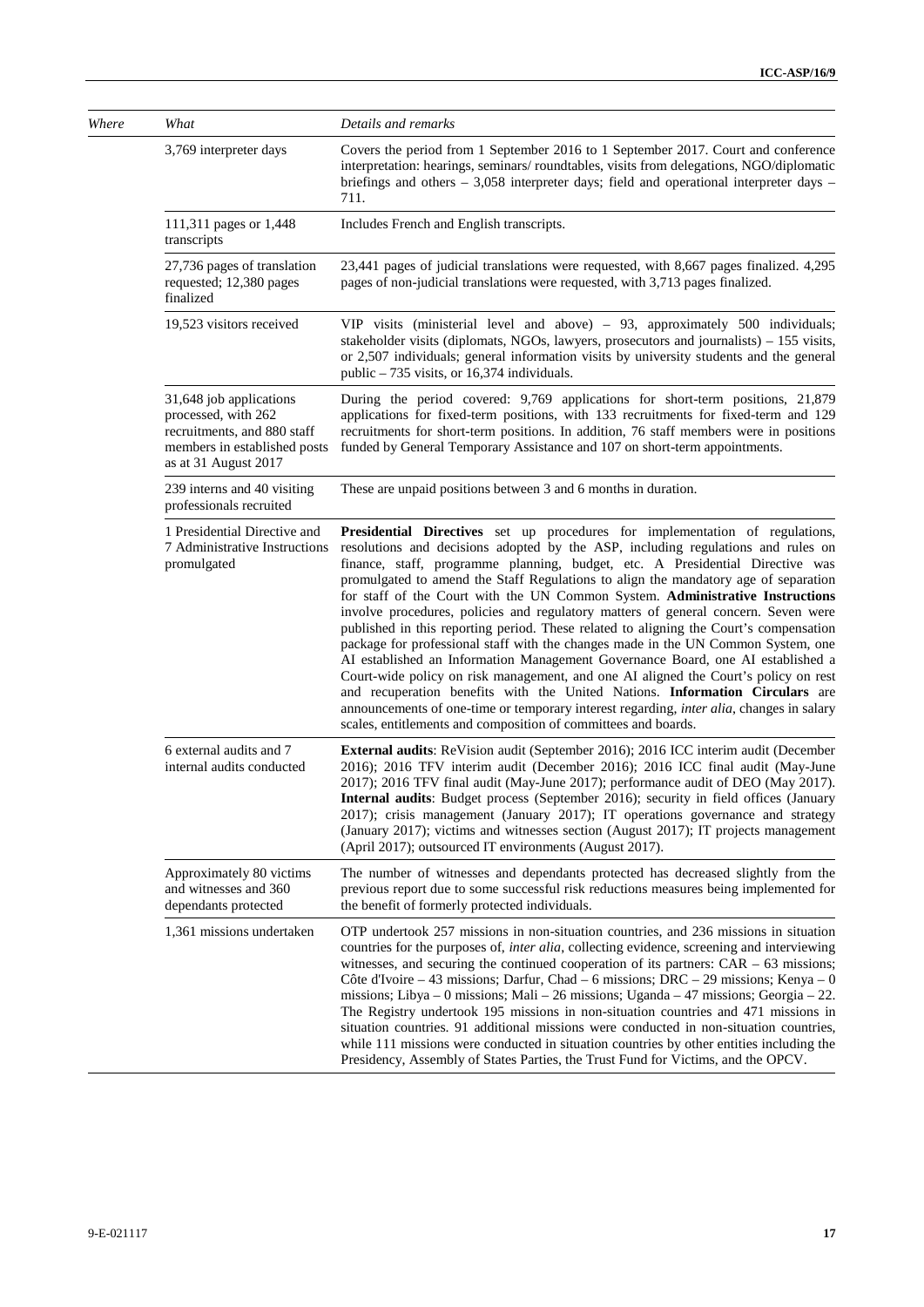| *Where* | *What* | *Details and remarks* |
|---|---|---|
| | 3,769 interpreter days | Covers the period from 1 September 2016 to 1 September 2017. Court and conference interpretation: hearings, seminars/ roundtables, visits from delegations, NGO/diplomatic briefings and others – 3,058 interpreter days; field and operational interpreter days – 711. |
| | 111,311 pages or 1,448 transcripts | Includes French and English transcripts. |
| | 27,736 pages of translation requested; 12,380 pages finalized | 23,441 pages of judicial translations were requested, with 8,667 pages finalized. 4,295 pages of non-judicial translations were requested, with 3,713 pages finalized. |
| | 19,523 visitors received | VIP visits (ministerial level and above) – 93, approximately 500 individuals; stakeholder visits (diplomats, NGOs, lawyers, prosecutors and journalists) – 155 visits, or 2,507 individuals; general information visits by university students and the general public – 735 visits, or 16,374 individuals. |
| | 31,648 job applications processed, with 262 recruitments, and 880 staff members in established posts as at 31 August 2017 | During the period covered: 9,769 applications for short-term positions, 21,879 applications for fixed-term positions, with 133 recruitments for fixed-term and 129 recruitments for short-term positions. In addition, 76 staff members were in positions funded by General Temporary Assistance and 107 on short-term appointments. |
| | 239 interns and 40 visiting professionals recruited | These are unpaid positions between 3 and 6 months in duration. |
| | 1 Presidential Directive and 7 Administrative Instructions promulgated | **Presidential Directives** set up procedures for implementation of regulations, resolutions and decisions adopted by the ASP, including regulations and rules on finance, staff, programme planning, budget, etc. A Presidential Directive was promulgated to amend the Staff Regulations to align the mandatory age of separation for staff of the Court with the UN Common System. **Administrative Instructions** involve procedures, policies and regulatory matters of general concern. Seven were published in this reporting period. These related to aligning the Court's compensation package for professional staff with the changes made in the UN Common System, one AI established an Information Management Governance Board, one AI established a Court-wide policy on risk management, and one AI aligned the Court's policy on rest and recuperation benefits with the United Nations. **Information Circulars** are announcements of one-time or temporary interest regarding, *inter alia*, changes in salary scales, entitlements and composition of committees and boards. |
| | 6 external audits and 7 internal audits conducted | **External audits**: ReVision audit (September 2016); 2016 ICC interim audit (December 2016); 2016 TFV interim audit (December 2016); 2016 ICC final audit (May-June 2017); 2016 TFV final audit (May-June 2017); performance audit of DEO (May 2017). **Internal audits**: Budget process (September 2016); security in field offices (January 2017); crisis management (January 2017); IT operations governance and strategy (January 2017); victims and witnesses section (August 2017); IT projects management (April 2017); outsourced IT environments (August 2017). |
| | Approximately 80 victims and witnesses and 360 dependants protected | The number of witnesses and dependants protected has decreased slightly from the previous report due to some successful risk reductions measures being implemented for the benefit of formerly protected individuals. |
| | 1,361 missions undertaken | OTP undertook 257 missions in non-situation countries, and 236 missions in situation countries for the purposes of, *inter alia*, collecting evidence, screening and interviewing witnesses, and securing the continued cooperation of its partners: CAR – 63 missions; Côte d'Ivoire – 43 missions; Darfur, Chad – 6 missions; DRC – 29 missions; Kenya – 0 missions; Libya – 0 missions; Mali – 26 missions; Uganda – 47 missions; Georgia – 22. The Registry undertook 195 missions in non-situation countries and 471 missions in situation countries. 91 additional missions were conducted in non-situation countries, while 111 missions were conducted in situation countries by other entities including the Presidency, Assembly of States Parties, the Trust Fund for Victims, and the OPCV. |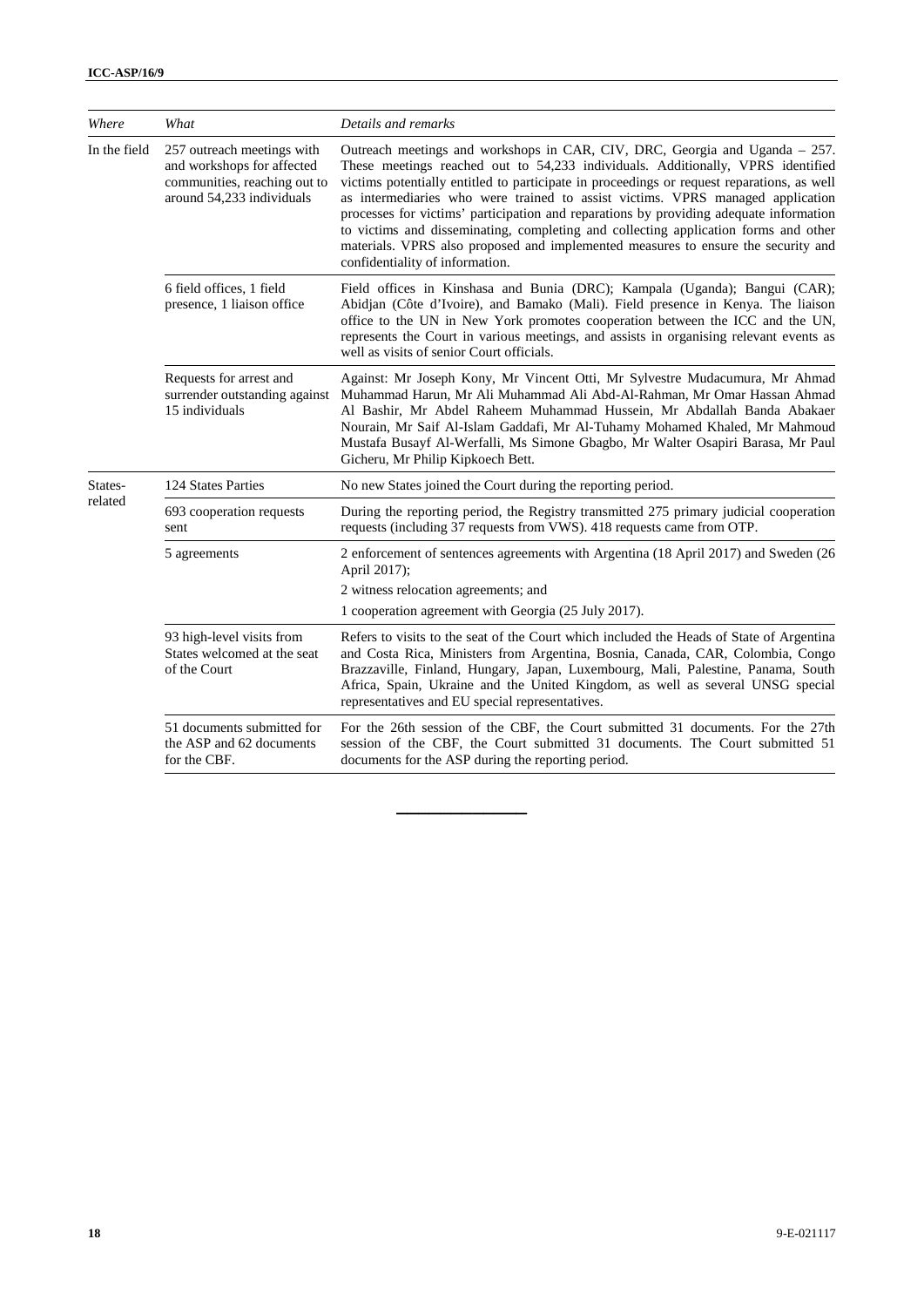| *Where* | *What* | *Details and remarks* |
|---|---|---|
| In the field | 257 outreach meetings with and workshops for affected communities, reaching out to around 54,233 individuals | Outreach meetings and workshops in CAR, CIV, DRC, Georgia and Uganda – 257. These meetings reached out to 54,233 individuals. Additionally, VPRS identified victims potentially entitled to participate in proceedings or request reparations, as well as intermediaries who were trained to assist victims. VPRS managed application processes for victims' participation and reparations by providing adequate information to victims and disseminating, completing and collecting application forms and other materials. VPRS also proposed and implemented measures to ensure the security and confidentiality of information. |
| | 6 field offices, 1 field presence, 1 liaison office | Field offices in Kinshasa and Bunia (DRC); Kampala (Uganda); Bangui (CAR); Abidjan (Côte d'Ivoire), and Bamako (Mali). Field presence in Kenya. The liaison office to the UN in New York promotes cooperation between the ICC and the UN, represents the Court in various meetings, and assists in organising relevant events as well as visits of senior Court officials. |
| | Requests for arrest and surrender outstanding against 15 individuals | Against: Mr Joseph Kony, Mr Vincent Otti, Mr Sylvestre Mudacumura, Mr Ahmad Muhammad Harun, Mr Ali Muhammad Ali Abd-Al-Rahman, Mr Omar Hassan Ahmad Al Bashir, Mr Abdel Raheem Muhammad Hussein, Mr Abdallah Banda Abakaer Nourain, Mr Saif Al-Islam Gaddafi, Mr Al-Tuhamy Mohamed Khaled, Mr Mahmoud Mustafa Busayf Al-Werfalli, Ms Simone Gbagbo, Mr Walter Osapiri Barasa, Mr Paul Gicheru, Mr Philip Kipkoech Bett. |
| States-related | 124 States Parties | No new States joined the Court during the reporting period. |
| | 693 cooperation requests sent | During the reporting period, the Registry transmitted 275 primary judicial cooperation requests (including 37 requests from VWS). 418 requests came from OTP. |
| | 5 agreements | 2 enforcement of sentences agreements with Argentina (18 April 2017) and Sweden (26 April 2017);<br>2 witness relocation agreements; and<br>1 cooperation agreement with Georgia (25 July 2017). |
| | 93 high-level visits from States welcomed at the seat of the Court | Refers to visits to the seat of the Court which included the Heads of State of Argentina and Costa Rica, Ministers from Argentina, Bosnia, Canada, CAR, Colombia, Congo Brazzaville, Finland, Hungary, Japan, Luxembourg, Mali, Palestine, Panama, South Africa, Spain, Ukraine and the United Kingdom, as well as several UNSG special representatives and EU special representatives. |
| | 51 documents submitted for the ASP and 62 documents for the CBF. | For the 26th session of the CBF, the Court submitted 31 documents. For the 27th session of the CBF, the Court submitted 31 documents. The Court submitted 51 documents for the ASP during the reporting period. |

---